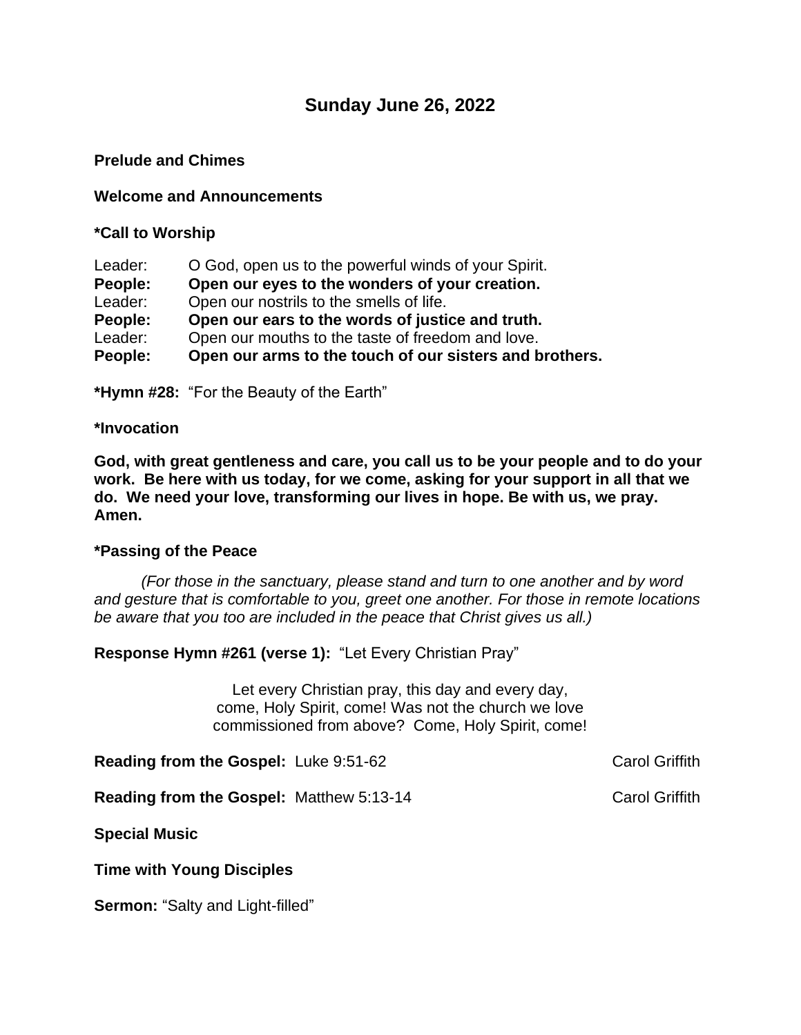# Sunday June 26, 2022

**Prelude and Chimes**

**Welcome and Announcements**

**\*Call to Worship**

Leader: O God, open us to the powerful winds of your Spirit.
**People: Open our eyes to the wonders of your creation.**
Leader: Open our nostrils to the smells of life.
**People: Open our ears to the words of justice and truth.**
Leader: Open our mouths to the taste of freedom and love.
**People: Open our arms to the touch of our sisters and brothers.**

**\*Hymn #28:** "For the Beauty of the Earth"

**\*Invocation**

**God, with great gentleness and care, you call us to be your people and to do your work. Be here with us today, for we come, asking for your support in all that we do. We need your love, transforming our lives in hope. Be with us, we pray. Amen.**

**\*Passing of the Peace**

*(For those in the sanctuary, please stand and turn to one another and by word and gesture that is comfortable to you, greet one another. For those in remote locations be aware that you too are included in the peace that Christ gives us all.)*

**Response Hymn #261 (verse 1):** "Let Every Christian Pray"

Let every Christian pray, this day and every day,
come, Holy Spirit, come! Was not the church we love
commissioned from above? Come, Holy Spirit, come!

**Reading from the Gospel:** Luke 9:51-62 — Carol Griffith

**Reading from the Gospel:** Matthew 5:13-14 — Carol Griffith

**Special Music**

**Time with Young Disciples**

**Sermon:** "Salty and Light-filled"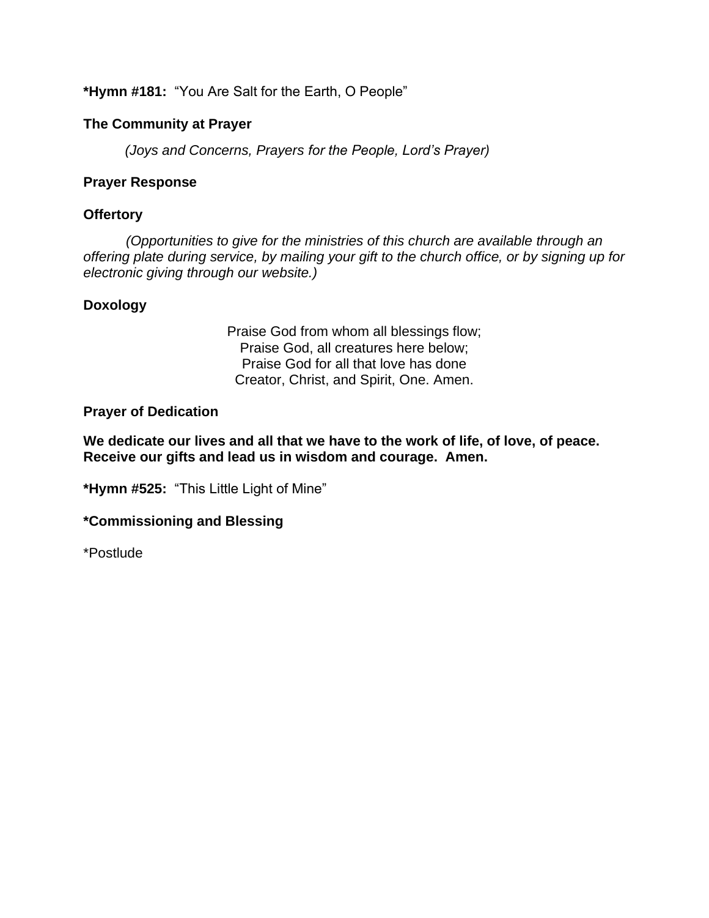**\*Hymn #181:** "You Are Salt for the Earth, O People"

**The Community at Prayer**

*(Joys and Concerns, Prayers for the People, Lord's Prayer)*

**Prayer Response**

**Offertory**

*(Opportunities to give for the ministries of this church are available through an offering plate during service, by mailing your gift to the church office, or by signing up for electronic giving through our website.)*

**Doxology**

Praise God from whom all blessings flow;
Praise God, all creatures here below;
Praise God for all that love has done
Creator, Christ, and Spirit, One. Amen.

**Prayer of Dedication**

**We dedicate our lives and all that we have to the work of life, of love, of peace. Receive our gifts and lead us in wisdom and courage. Amen.**

**\*Hymn #525:** "This Little Light of Mine"

**\*Commissioning and Blessing**

\*Postlude